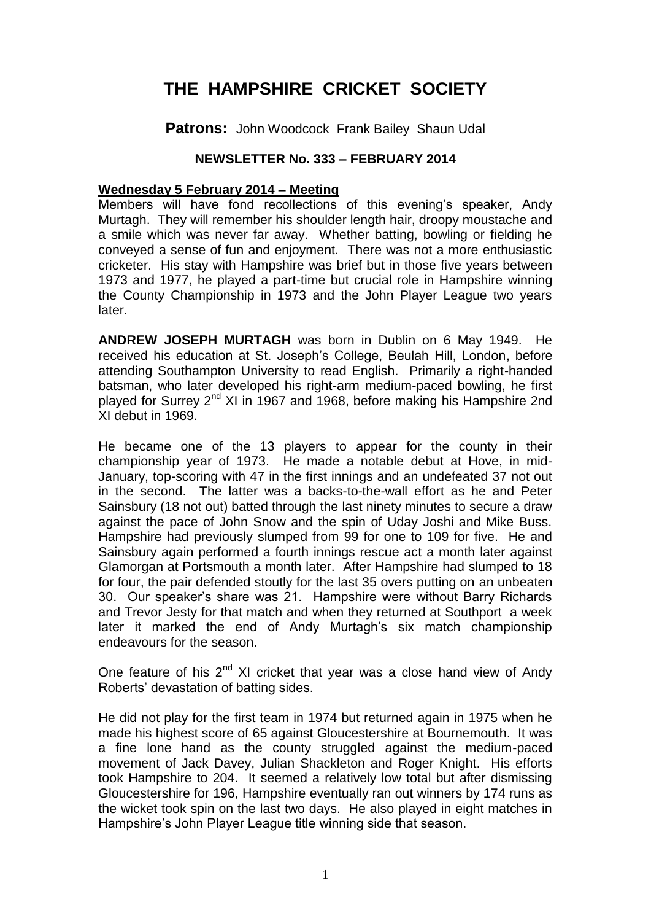# THE HAMPSHIRE CRICKET SOCIETY

**Patrons:** John Woodcock Frank Bailey Shaun Udal

### NEWSLETTER No. 333 – FEBRUARY 2014

**Wednesday 5 February 2014 – Meeting**

Members will have fond recollections of this evening's speaker, Andy Murtagh. They will remember his shoulder length hair, droopy moustache and a smile which was never far away. Whether batting, bowling or fielding he conveyed a sense of fun and enjoyment. There was not a more enthusiastic cricketer. His stay with Hampshire was brief but in those five years between 1973 and 1977, he played a part-time but crucial role in Hampshire winning the County Championship in 1973 and the John Player League two years later.

**ANDREW JOSEPH MURTAGH** was born in Dublin on 6 May 1949. He received his education at St. Joseph's College, Beulah Hill, London, before attending Southampton University to read English. Primarily a right-handed batsman, who later developed his right-arm medium-paced bowling, he first played for Surrey 2nd XI in 1967 and 1968, before making his Hampshire 2nd XI debut in 1969.

He became one of the 13 players to appear for the county in their championship year of 1973. He made a notable debut at Hove, in mid-January, top-scoring with 47 in the first innings and an undefeated 37 not out in the second. The latter was a backs-to-the-wall effort as he and Peter Sainsbury (18 not out) batted through the last ninety minutes to secure a draw against the pace of John Snow and the spin of Uday Joshi and Mike Buss. Hampshire had previously slumped from 99 for one to 109 for five. He and Sainsbury again performed a fourth innings rescue act a month later against Glamorgan at Portsmouth a month later. After Hampshire had slumped to 18 for four, the pair defended stoutly for the last 35 overs putting on an unbeaten 30. Our speaker's share was 21. Hampshire were without Barry Richards and Trevor Jesty for that match and when they returned at Southport a week later it marked the end of Andy Murtagh's six match championship endeavours for the season.

One feature of his 2nd XI cricket that year was a close hand view of Andy Roberts' devastation of batting sides.

He did not play for the first team in 1974 but returned again in 1975 when he made his highest score of 65 against Gloucestershire at Bournemouth. It was a fine lone hand as the county struggled against the medium-paced movement of Jack Davey, Julian Shackleton and Roger Knight. His efforts took Hampshire to 204. It seemed a relatively low total but after dismissing Gloucestershire for 196, Hampshire eventually ran out winners by 174 runs as the wicket took spin on the last two days. He also played in eight matches in Hampshire's John Player League title winning side that season.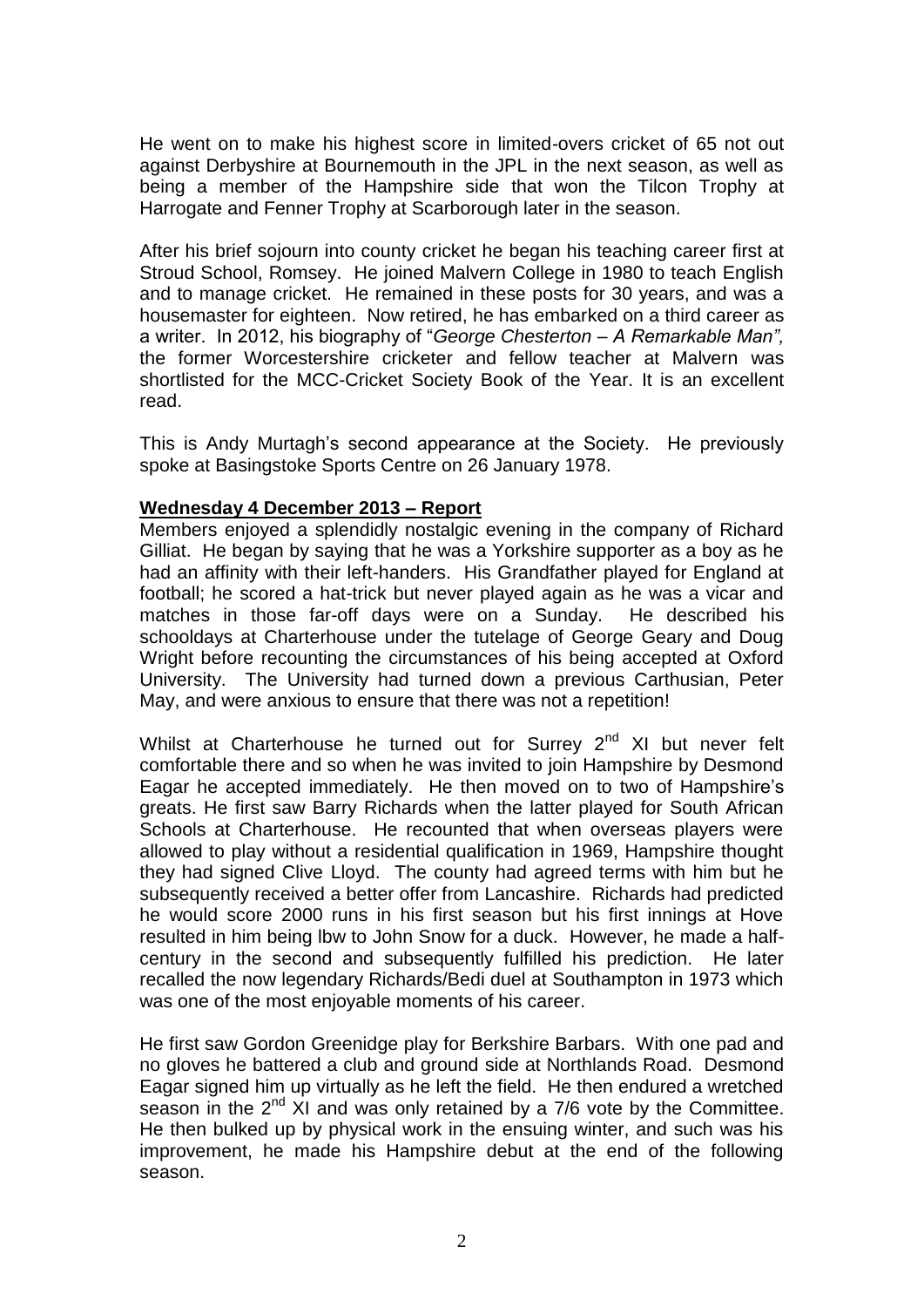He went on to make his highest score in limited-overs cricket of 65 not out against Derbyshire at Bournemouth in the JPL in the next season, as well as being a member of the Hampshire side that won the Tilcon Trophy at Harrogate and Fenner Trophy at Scarborough later in the season.

After his brief sojourn into county cricket he began his teaching career first at Stroud School, Romsey. He joined Malvern College in 1980 to teach English and to manage cricket. He remained in these posts for 30 years, and was a housemaster for eighteen. Now retired, he has embarked on a third career as a writer. In 2012, his biography of "*George Chesterton – A Remarkable Man",* the former Worcestershire cricketer and fellow teacher at Malvern was shortlisted for the MCC-Cricket Society Book of the Year. It is an excellent read.

This is Andy Murtagh's second appearance at the Society. He previously spoke at Basingstoke Sports Centre on 26 January 1978.

**Wednesday 4 December 2013 – Report**

Members enjoyed a splendidly nostalgic evening in the company of Richard Gilliat. He began by saying that he was a Yorkshire supporter as a boy as he had an affinity with their left-handers. His Grandfather played for England at football; he scored a hat-trick but never played again as he was a vicar and matches in those far-off days were on a Sunday. He described his schooldays at Charterhouse under the tutelage of George Geary and Doug Wright before recounting the circumstances of his being accepted at Oxford University. The University had turned down a previous Carthusian, Peter May, and were anxious to ensure that there was not a repetition!

Whilst at Charterhouse he turned out for Surrey 2nd XI but never felt comfortable there and so when he was invited to join Hampshire by Desmond Eagar he accepted immediately. He then moved on to two of Hampshire's greats. He first saw Barry Richards when the latter played for South African Schools at Charterhouse. He recounted that when overseas players were allowed to play without a residential qualification in 1969, Hampshire thought they had signed Clive Lloyd. The county had agreed terms with him but he subsequently received a better offer from Lancashire. Richards had predicted he would score 2000 runs in his first season but his first innings at Hove resulted in him being lbw to John Snow for a duck. However, he made a half-century in the second and subsequently fulfilled his prediction. He later recalled the now legendary Richards/Bedi duel at Southampton in 1973 which was one of the most enjoyable moments of his career.

He first saw Gordon Greenidge play for Berkshire Barbars. With one pad and no gloves he battered a club and ground side at Northlands Road. Desmond Eagar signed him up virtually as he left the field. He then endured a wretched season in the 2nd XI and was only retained by a 7/6 vote by the Committee. He then bulked up by physical work in the ensuing winter, and such was his improvement, he made his Hampshire debut at the end of the following season.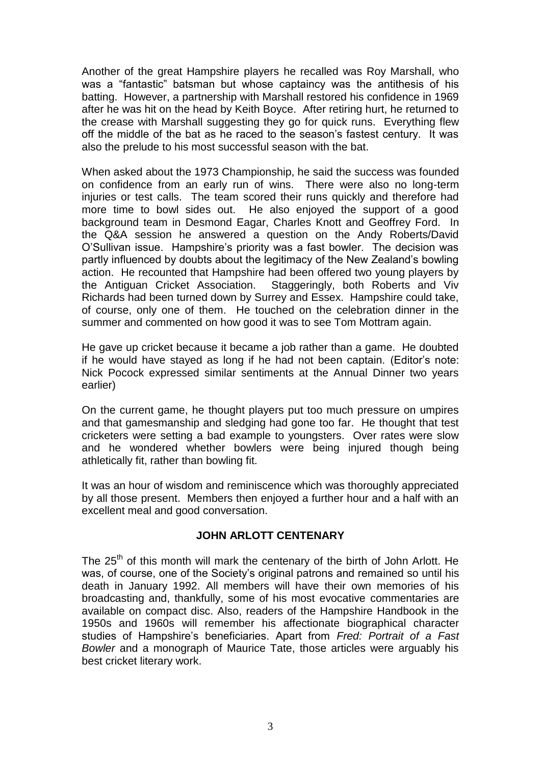Another of the great Hampshire players he recalled was Roy Marshall, who was a "fantastic" batsman but whose captaincy was the antithesis of his batting. However, a partnership with Marshall restored his confidence in 1969 after he was hit on the head by Keith Boyce. After retiring hurt, he returned to the crease with Marshall suggesting they go for quick runs. Everything flew off the middle of the bat as he raced to the season's fastest century. It was also the prelude to his most successful season with the bat.

When asked about the 1973 Championship, he said the success was founded on confidence from an early run of wins. There were also no long-term injuries or test calls. The team scored their runs quickly and therefore had more time to bowl sides out. He also enjoyed the support of a good background team in Desmond Eagar, Charles Knott and Geoffrey Ford. In the Q&A session he answered a question on the Andy Roberts/David O'Sullivan issue. Hampshire's priority was a fast bowler. The decision was partly influenced by doubts about the legitimacy of the New Zealand's bowling action. He recounted that Hampshire had been offered two young players by the Antiguan Cricket Association. Staggeringly, both Roberts and Viv Richards had been turned down by Surrey and Essex. Hampshire could take, of course, only one of them. He touched on the celebration dinner in the summer and commented on how good it was to see Tom Mottram again.

He gave up cricket because it became a job rather than a game. He doubted if he would have stayed as long if he had not been captain. (Editor's note: Nick Pocock expressed similar sentiments at the Annual Dinner two years earlier)

On the current game, he thought players put too much pressure on umpires and that gamesmanship and sledging had gone too far. He thought that test cricketers were setting a bad example to youngsters. Over rates were slow and he wondered whether bowlers were being injured though being athletically fit, rather than bowling fit.

It was an hour of wisdom and reminiscence which was thoroughly appreciated by all those present. Members then enjoyed a further hour and a half with an excellent meal and good conversation.

## JOHN ARLOTT CENTENARY

The 25th of this month will mark the centenary of the birth of John Arlott. He was, of course, one of the Society's original patrons and remained so until his death in January 1992. All members will have their own memories of his broadcasting and, thankfully, some of his most evocative commentaries are available on compact disc. Also, readers of the Hampshire Handbook in the 1950s and 1960s will remember his affectionate biographical character studies of Hampshire's beneficiaries. Apart from *Fred: Portrait of a Fast Bowler* and a monograph of Maurice Tate, those articles were arguably his best cricket literary work.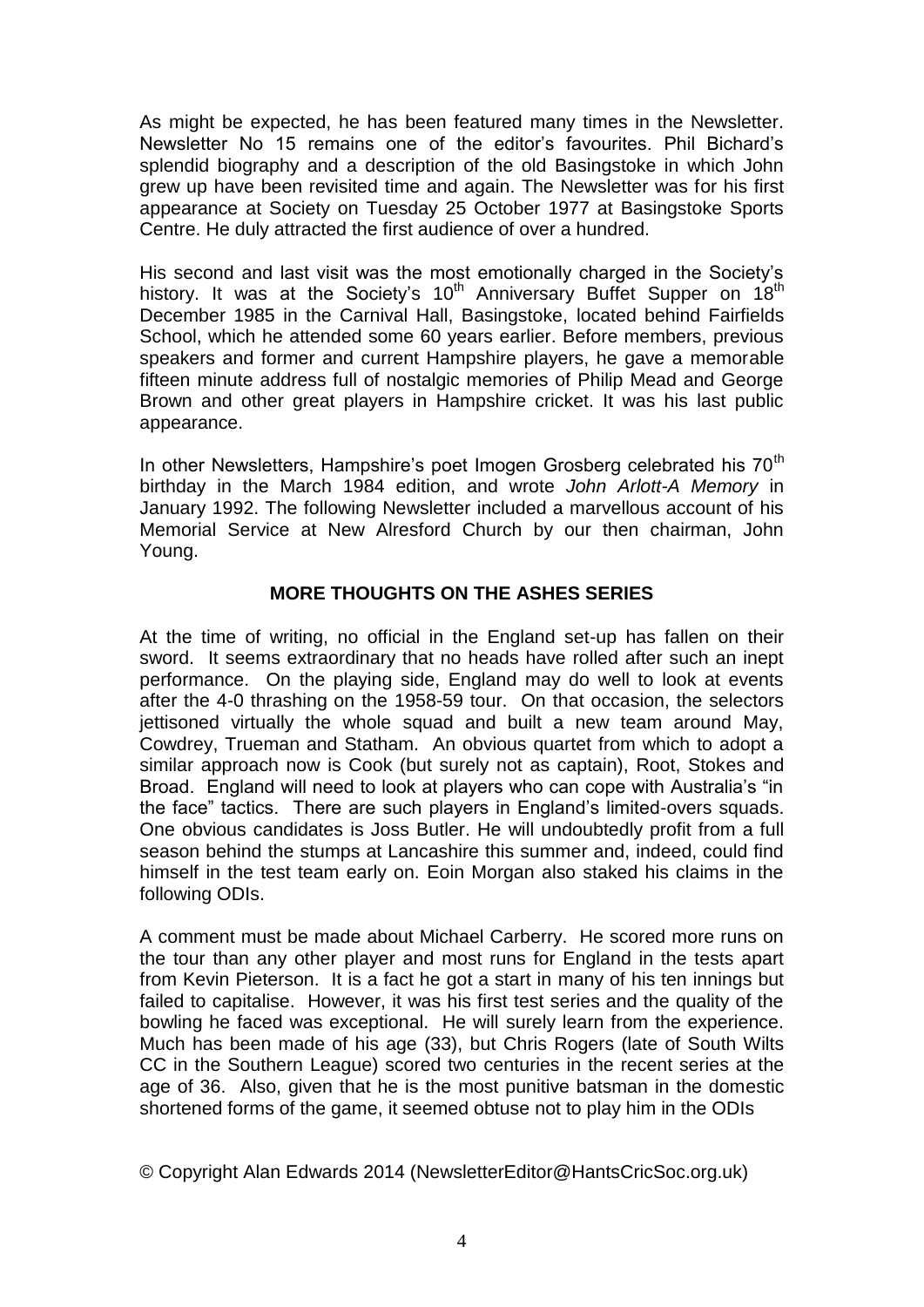As might be expected, he has been featured many times in the Newsletter. Newsletter No 15 remains one of the editor's favourites. Phil Bichard's splendid biography and a description of the old Basingstoke in which John grew up have been revisited time and again. The Newsletter was for his first appearance at Society on Tuesday 25 October 1977 at Basingstoke Sports Centre. He duly attracted the first audience of over a hundred.

His second and last visit was the most emotionally charged in the Society's history. It was at the Society's 10th Anniversary Buffet Supper on 18th December 1985 in the Carnival Hall, Basingstoke, located behind Fairfields School, which he attended some 60 years earlier. Before members, previous speakers and former and current Hampshire players, he gave a memorable fifteen minute address full of nostalgic memories of Philip Mead and George Brown and other great players in Hampshire cricket. It was his last public appearance.

In other Newsletters, Hampshire's poet Imogen Grosberg celebrated his 70th birthday in the March 1984 edition, and wrote *John Arlott-A Memory* in January 1992. The following Newsletter included a marvellous account of his Memorial Service at New Alresford Church by our then chairman, John Young.

## MORE THOUGHTS ON THE ASHES SERIES

At the time of writing, no official in the England set-up has fallen on their sword. It seems extraordinary that no heads have rolled after such an inept performance. On the playing side, England may do well to look at events after the 4-0 thrashing on the 1958-59 tour. On that occasion, the selectors jettisoned virtually the whole squad and built a new team around May, Cowdrey, Trueman and Statham. An obvious quartet from which to adopt a similar approach now is Cook (but surely not as captain), Root, Stokes and Broad. England will need to look at players who can cope with Australia's "in the face" tactics. There are such players in England's limited-overs squads. One obvious candidates is Joss Butler. He will undoubtedly profit from a full season behind the stumps at Lancashire this summer and, indeed, could find himself in the test team early on. Eoin Morgan also staked his claims in the following ODIs.

A comment must be made about Michael Carberry. He scored more runs on the tour than any other player and most runs for England in the tests apart from Kevin Pieterson. It is a fact he got a start in many of his ten innings but failed to capitalise. However, it was his first test series and the quality of the bowling he faced was exceptional. He will surely learn from the experience. Much has been made of his age (33), but Chris Rogers (late of South Wilts CC in the Southern League) scored two centuries in the recent series at the age of 36. Also, given that he is the most punitive batsman in the domestic shortened forms of the game, it seemed obtuse not to play him in the ODIs

© Copyright Alan Edwards 2014 (NewsletterEditor@HantsCricSoc.org.uk)